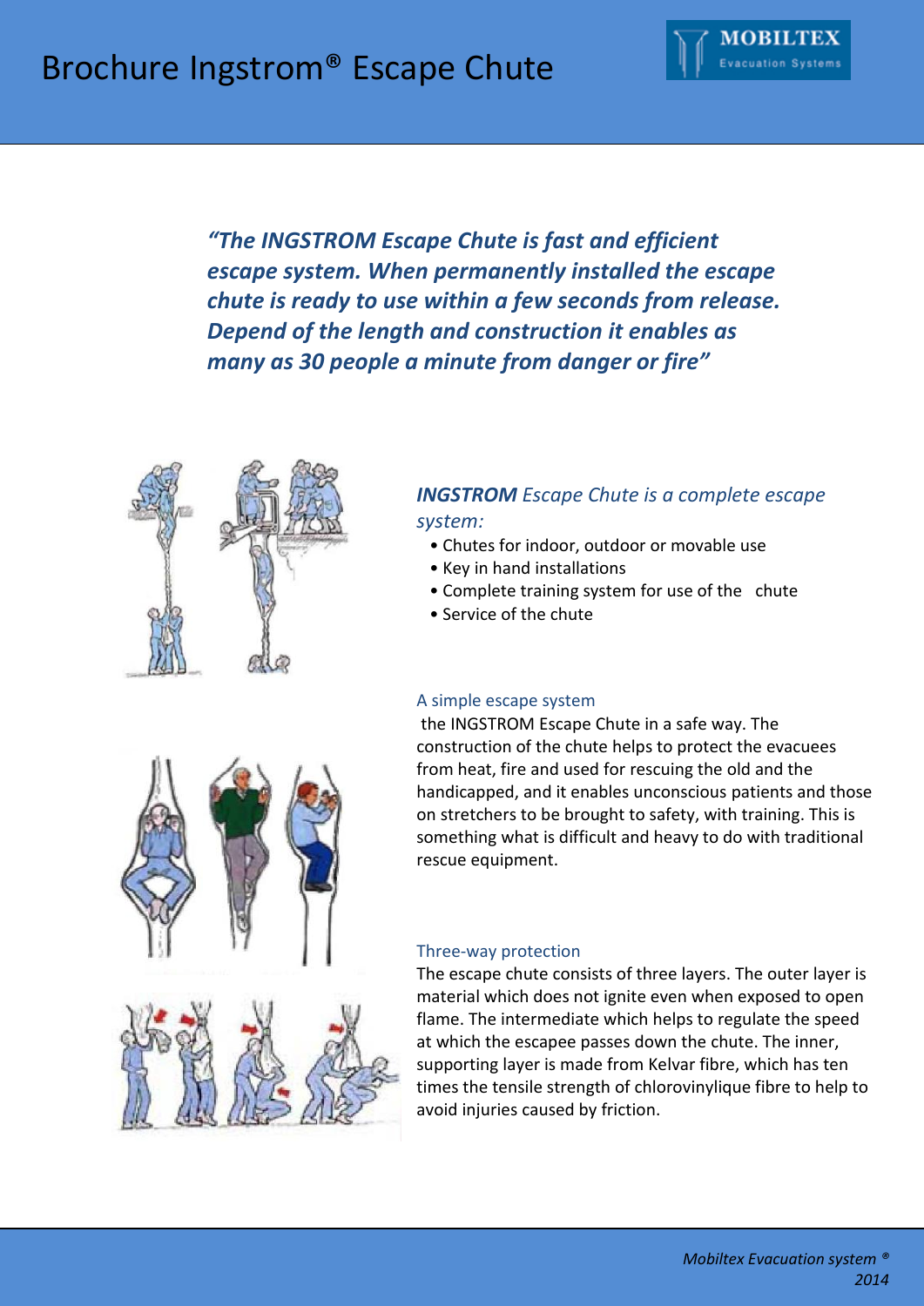# Brochure Ingstrom® Escape Chute

***"The INGSTROM Escape Chute is fast and efficient escape system. When permanently installed the escape chute is ready to use within a few seconds from release. Depend of the length and construction it enables as many as 30 people a minute from danger or fire"***

### ***INGSTROM** Escape Chute is a complete escape system:*

- Chutes for indoor, outdoor or movable use
- Key in hand installations
- Complete training system for use of the chute
- Service of the chute

#### A simple escape system

the INGSTROM Escape Chute in a safe way. The construction of the chute helps to protect the evacuees from heat, fire and used for rescuing the old and the handicapped, and it enables unconscious patients and those on stretchers to be brought to safety, with training. This is something what is difficult and heavy to do with traditional rescue equipment.

#### Three-way protection

The escape chute consists of three layers. The outer layer is material which does not ignite even when exposed to open flame. The intermediate which helps to regulate the speed at which the escapee passes down the chute. The inner, supporting layer is made from Kelvar fibre, which has ten times the tensile strength of chlorovinylique fibre to help to avoid injuries caused by friction.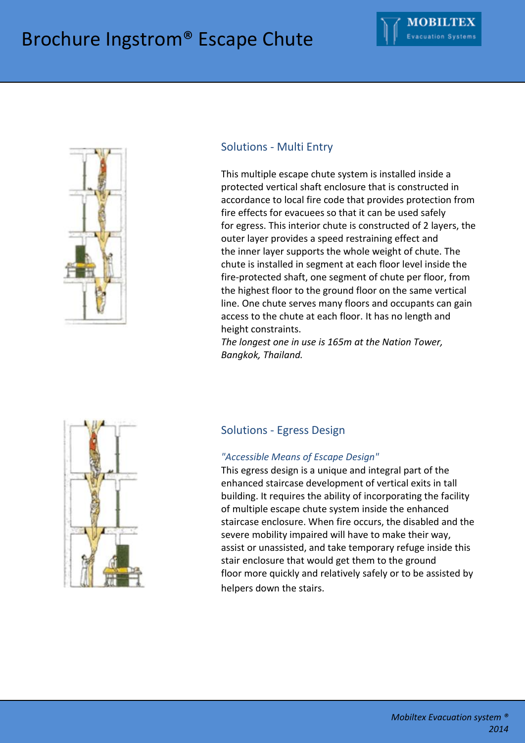## Solutions - Multi Entry

This multiple escape chute system is installed inside a protected vertical shaft enclosure that is constructed in accordance to local fire code that provides protection from fire effects for evacuees so that it can be used safely for egress. This interior chute is constructed of 2 layers, the outer layer provides a speed restraining effect and the inner layer supports the whole weight of chute. The chute is installed in segment at each floor level inside the fire-protected shaft, one segment of chute per floor, from the highest floor to the ground floor on the same vertical line. One chute serves many floors and occupants can gain access to the chute at each floor. It has no length and height constraints.

*The longest one in use is 165m at the Nation Tower, Bangkok, Thailand.*

## Solutions - Egress Design

*"Accessible Means of Escape Design"*

This egress design is a unique and integral part of the enhanced staircase development of vertical exits in tall building. It requires the ability of incorporating the facility of multiple escape chute system inside the enhanced staircase enclosure. When fire occurs, the disabled and the severe mobility impaired will have to make their way, assist or unassisted, and take temporary refuge inside this stair enclosure that would get them to the ground floor more quickly and relatively safely or to be assisted by helpers down the stairs.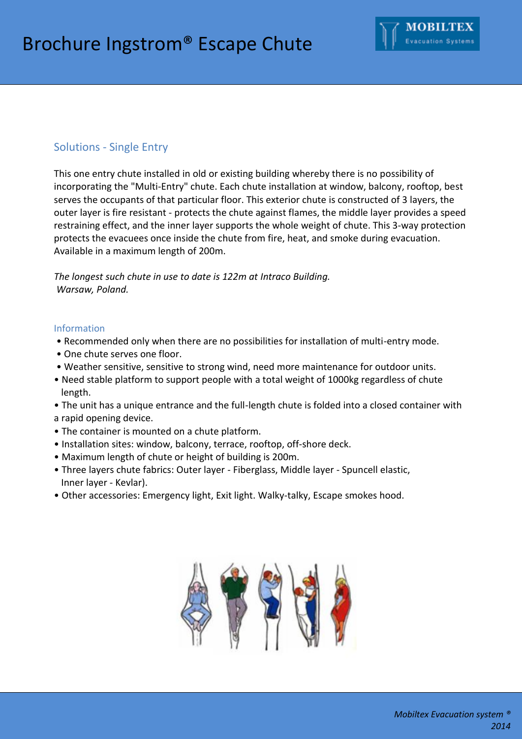# Brochure Ingstrom® Escape Chute

## Solutions - Single Entry

This one entry chute installed in old or existing building whereby there is no possibility of incorporating the "Multi-Entry" chute. Each chute installation at window, balcony, rooftop, best serves the occupants of that particular floor. This exterior chute is constructed of 3 layers, the outer layer is fire resistant - protects the chute against flames, the middle layer provides a speed restraining effect, and the inner layer supports the whole weight of chute. This 3-way protection protects the evacuees once inside the chute from fire, heat, and smoke during evacuation. Available in a maximum length of 200m.

*The longest such chute in use to date is 122m at Intraco Building. Warsaw, Poland.*

### Information

- Recommended only when there are no possibilities for installation of multi-entry mode.
- One chute serves one floor.
- Weather sensitive, sensitive to strong wind, need more maintenance for outdoor units.
- Need stable platform to support people with a total weight of 1000kg regardless of chute length.
- The unit has a unique entrance and the full-length chute is folded into a closed container with a rapid opening device.
- The container is mounted on a chute platform.
- Installation sites: window, balcony, terrace, rooftop, off-shore deck.
- Maximum length of chute or height of building is 200m.
- Three layers chute fabrics: Outer layer - Fiberglass, Middle layer - Spuncell elastic, Inner layer - Kevlar).
- Other accessories: Emergency light, Exit light. Walky-talky, Escape smokes hood.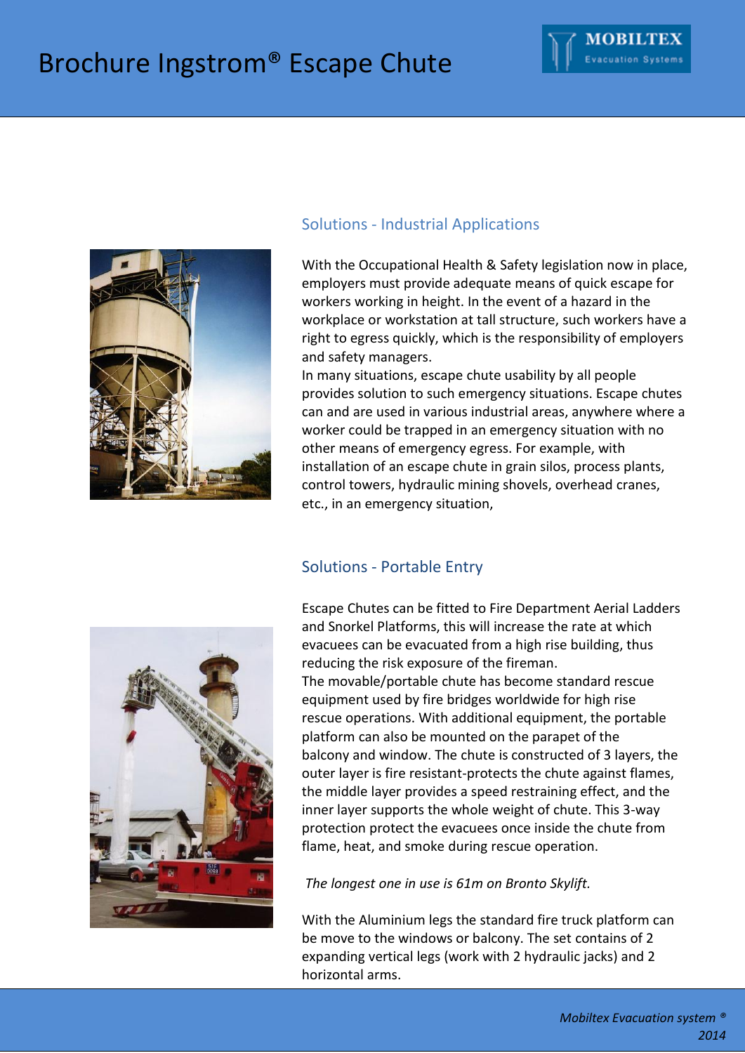## Solutions - Industrial Applications

With the Occupational Health & Safety legislation now in place, employers must provide adequate means of quick escape for workers working in height. In the event of a hazard in the workplace or workstation at tall structure, such workers have a right to egress quickly, which is the responsibility of employers and safety managers.
In many situations, escape chute usability by all people provides solution to such emergency situations. Escape chutes can and are used in various industrial areas, anywhere where a worker could be trapped in an emergency situation with no other means of emergency egress. For example, with installation of an escape chute in grain silos, process plants, control towers, hydraulic mining shovels, overhead cranes, etc., in an emergency situation,

## Solutions - Portable Entry

Escape Chutes can be fitted to Fire Department Aerial Ladders and Snorkel Platforms, this will increase the rate at which evacuees can be evacuated from a high rise building, thus reducing the risk exposure of the fireman.
The movable/portable chute has become standard rescue equipment used by fire bridges worldwide for high rise rescue operations. With additional equipment, the portable platform can also be mounted on the parapet of the balcony and window. The chute is constructed of 3 layers, the outer layer is fire resistant-protects the chute against flames, the middle layer provides a speed restraining effect, and the inner layer supports the whole weight of chute. This 3-way protection protect the evacuees once inside the chute from flame, heat, and smoke during rescue operation.

*The longest one in use is 61m on Bronto Skylift.*

With the Aluminium legs the standard fire truck platform can be move to the windows or balcony. The set contains of 2 expanding vertical legs (work with 2 hydraulic jacks) and 2 horizontal arms.